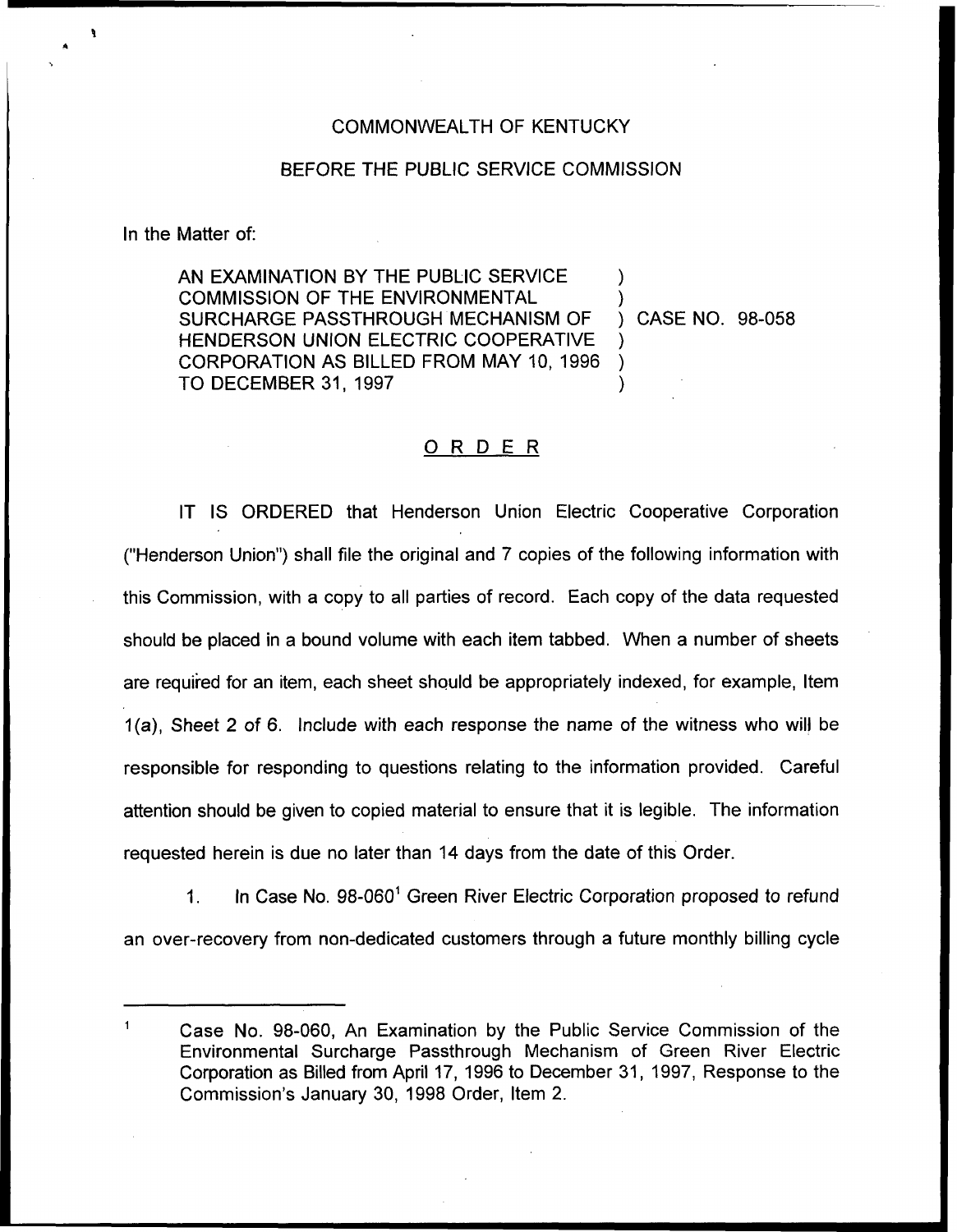COMMONWEALTH OF KENTUCKY

BEFORE THE PUBLIC SERVICE COMMISSION

In the Matter of:

AN EXAMINATION BY THE PUBLIC SERVICE COMMISSION OF THE ENVIRONMENTAL SURCHARGE PASSTHROUGH MECHANISM OF HENDERSON UNION ELECTRIC COOPERATIVE CORPORATION AS BILLED FROM MAY 10, 1996 TO DECEMBER 31, 1997 ) CASE NO. 98-058

# ORDER

IT IS ORDERED that Henderson Union Electric Cooperative Corporation ("Henderson Union") shall file the original and 7 copies of the following information with this Commission, with a copy to all parties of record. Each copy of the data requested should be placed in a bound volume with each item tabbed. When a number of sheets are required for an item, each sheet should be appropriately indexed, for example, Item 1(a), Sheet 2 of 6. Include with each response the name of the witness who will be responsible for responding to questions relating to the information provided. Careful attention should be given to copied material to ensure that it is legible. The information requested herein is due no later than 14 days from the date of this Order.

1. In Case No. 98-060[1] Green River Electric Corporation proposed to refund an over-recovery from non-dedicated customers through a future monthly billing cycle

[1] Case No. 98-060, An Examination by the Public Service Commission of the Environmental Surcharge Passthrough Mechanism of Green River Electric Corporation as Billed from April 17, 1996 to December 31, 1997, Response to the Commission's January 30, 1998 Order, Item 2.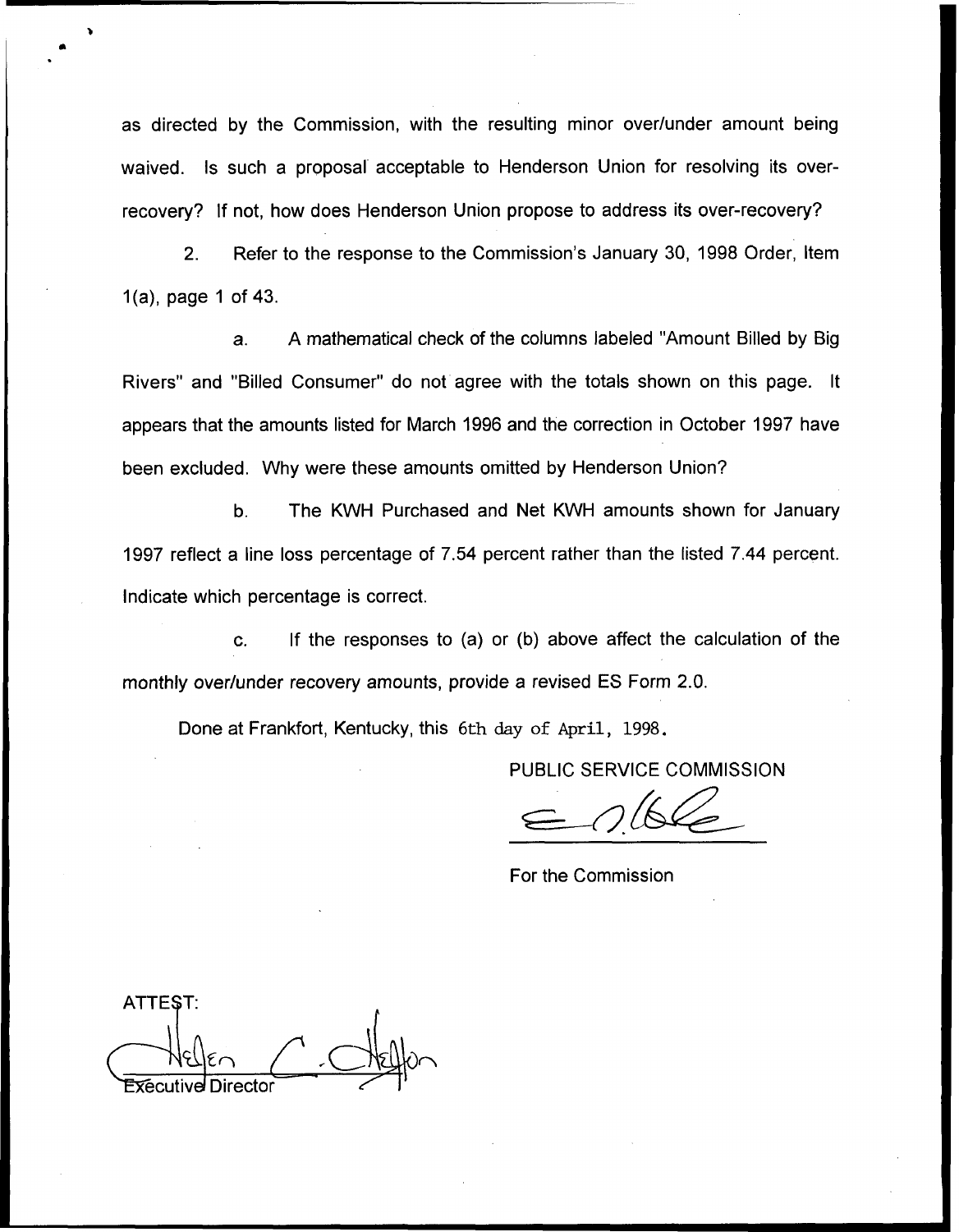as directed by the Commission, with the resulting minor over/under amount being waived. Is such a proposal acceptable to Henderson Union for resolving its over-recovery? If not, how does Henderson Union propose to address its over-recovery?

2. Refer to the response to the Commission's January 30, 1998 Order, Item 1(a), page 1 of 43.

a. A mathematical check of the columns labeled "Amount Billed by Big Rivers" and "Billed Consumer" do not agree with the totals shown on this page. It appears that the amounts listed for March 1996 and the correction in October 1997 have been excluded. Why were these amounts omitted by Henderson Union?

b. The KWH Purchased and Net KWH amounts shown for January 1997 reflect a line loss percentage of 7.54 percent rather than the listed 7.44 percent. Indicate which percentage is correct.

c. If the responses to (a) or (b) above affect the calculation of the monthly over/under recovery amounts, provide a revised ES Form 2.0.

Done at Frankfort, Kentucky, this 6th day of April, 1998.

PUBLIC SERVICE COMMISSION

For the Commission

ATTEST:

Executive Director